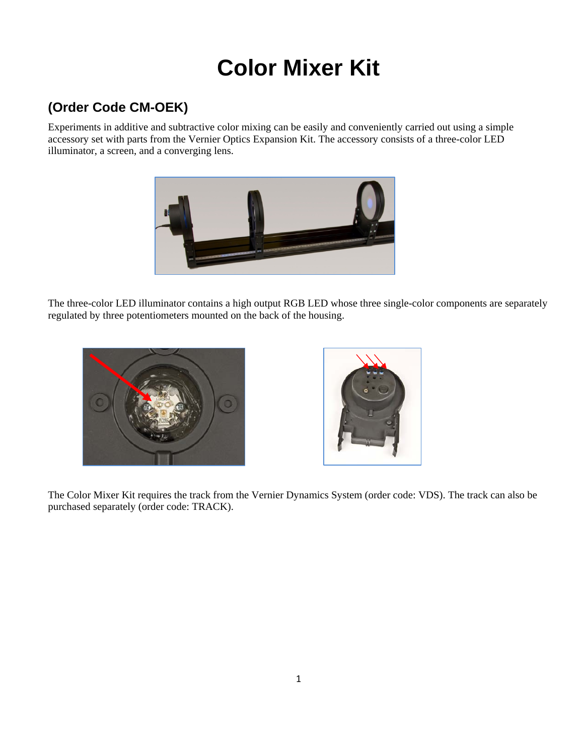# Color Mixer Kit

## (Order Code CM-OEK)

Experiments in additive and subtractive color mixing can be easily and conveniently carried out using a simple accessory set with parts from the Vernier Optics Expansion Kit. The accessory consists of a three-color LED illuminator, a screen, and a converging lens.

The three-color LED illuminator contains a high output RGB LED whose three single-color components are separately regulated by three potentiometers mounted on the back of the housing.

The Color Mixer Kit requires the track from the Vernier Dynamics System (order code: VDS). The track can also be purchased separately (order code: TRACK).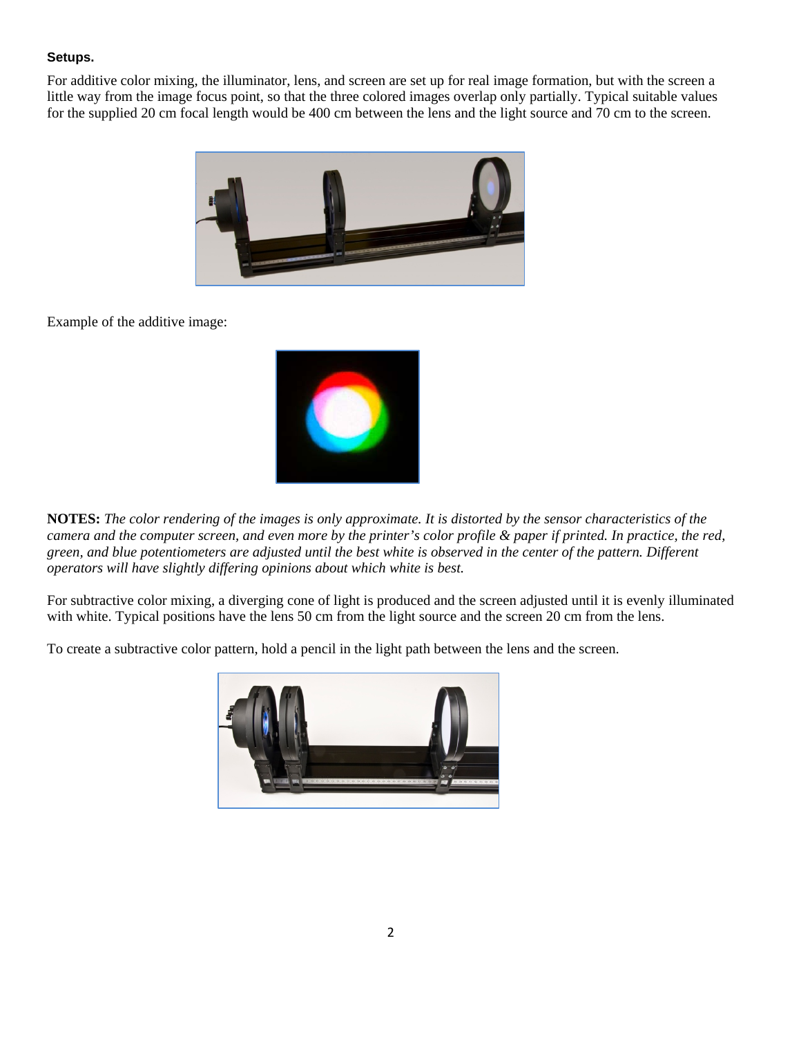### Setups.

For additive color mixing, the illuminator, lens, and screen are set up for real image formation, but with the screen a little way from the image focus point, so that the three colored images overlap only partially. Typical suitable values for the supplied 20 cm focal length would be 400 cm between the lens and the light source and 70 cm to the screen.

Example of the additive image:

**NOTES:** *The color rendering of the images is only approximate. It is distorted by the sensor characteristics of the camera and the computer screen, and even more by the printer's color profile & paper if printed. In practice, the red, green, and blue potentiometers are adjusted until the best white is observed in the center of the pattern. Different operators will have slightly differing opinions about which white is best.*

For subtractive color mixing, a diverging cone of light is produced and the screen adjusted until it is evenly illuminated with white. Typical positions have the lens 50 cm from the light source and the screen 20 cm from the lens.

To create a subtractive color pattern, hold a pencil in the light path between the lens and the screen.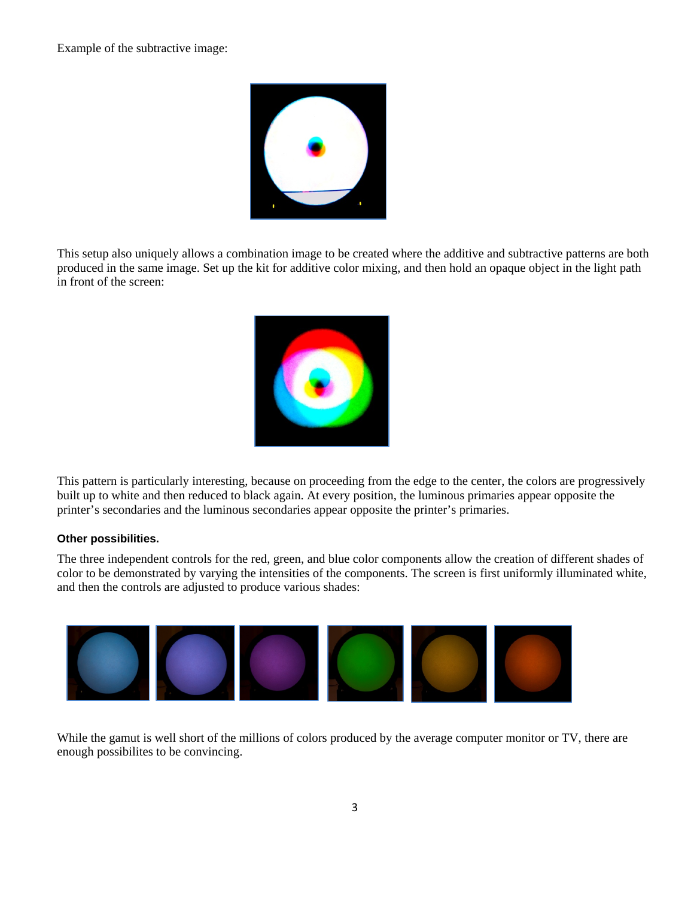Example of the subtractive image:

This setup also uniquely allows a combination image to be created where the additive and subtractive patterns are both produced in the same image. Set up the kit for additive color mixing, and then hold an opaque object in the light path in front of the screen:

This pattern is particularly interesting, because on proceeding from the edge to the center, the colors are progressively built up to white and then reduced to black again. At every position, the luminous primaries appear opposite the printer's secondaries and the luminous secondaries appear opposite the printer's primaries.

**Other possibilities.**

The three independent controls for the red, green, and blue color components allow the creation of different shades of color to be demonstrated by varying the intensities of the components. The screen is first uniformly illuminated white, and then the controls are adjusted to produce various shades:

While the gamut is well short of the millions of colors produced by the average computer monitor or TV, there are enough possibilites to be convincing.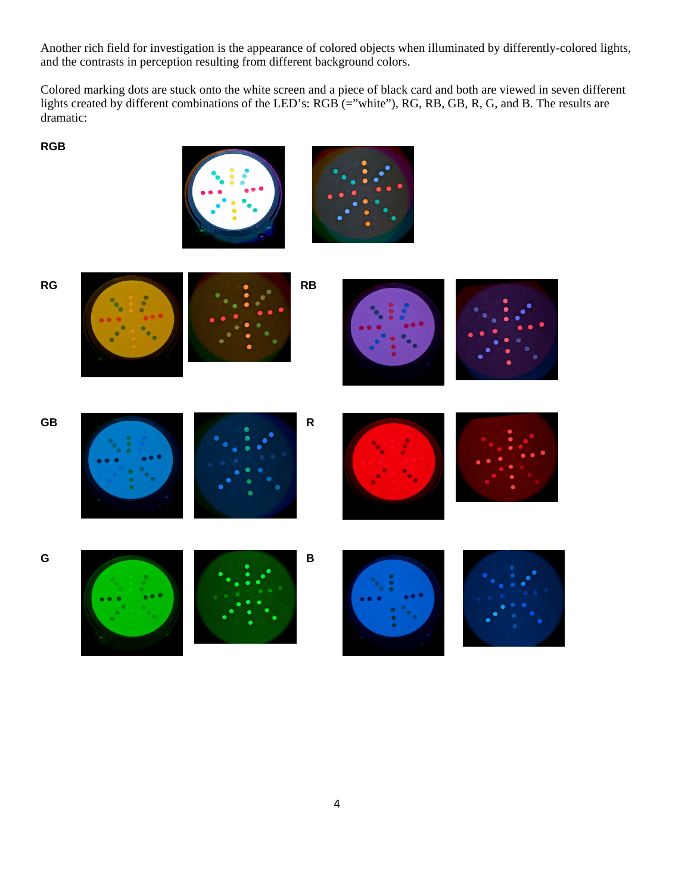Another rich field for investigation is the appearance of colored objects when illuminated by differently-colored lights, and the contrasts in perception resulting from different background colors.

Colored marking dots are stuck onto the white screen and a piece of black card and both are viewed in seven different lights created by different combinations of the LED's: RGB (="white"), RG, RB, GB, R, G, and B. The results are dramatic:

**RGB**

**RG**

**RB**

**GB**

**R**

**G**

**B**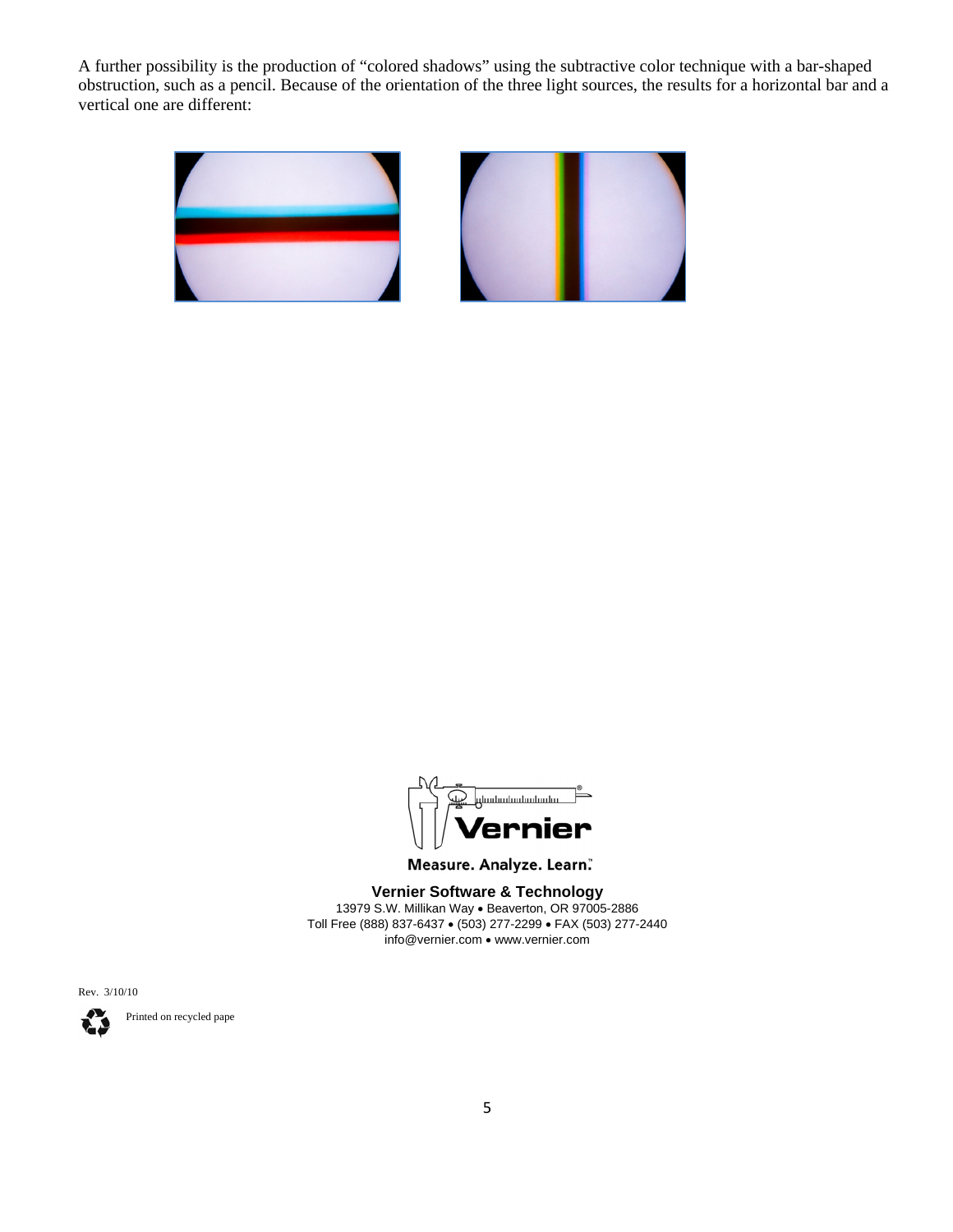A further possibility is the production of "colored shadows" using the subtractive color technique with a bar-shaped obstruction, such as a pencil. Because of the orientation of the three light sources, the results for a horizontal bar and a vertical one are different:

Measure. Analyze. Learn.™

**Vernier Software & Technology**
13979 S.W. Millikan Way • Beaverton, OR 97005-2886
Toll Free (888) 837-6437 • (503) 277-2299 • FAX (503) 277-2440
info@vernier.com • www.vernier.com

Rev. 3/10/10

Printed on recycled pape